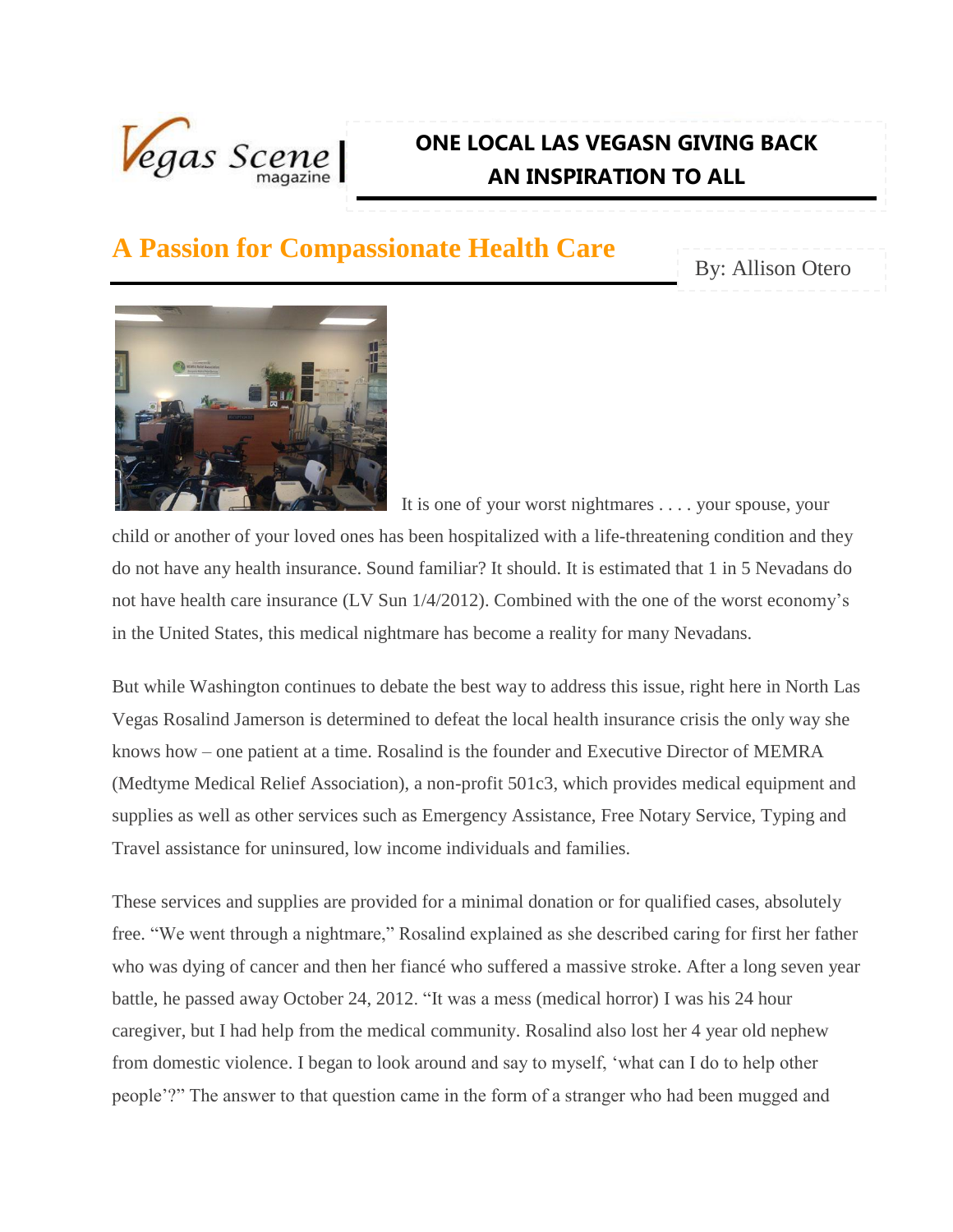Vegas Scene magazine

# ONE LOCAL LAS VEGASN GIVING BACK AN INSPIRATION TO ALL

## A Passion for Compassionate Health Care

By: Allison Otero

It is one of your worst nightmares . . . . your spouse, your child or another of your loved ones has been hospitalized with a life-threatening condition and they do not have any health insurance. Sound familiar? It should. It is estimated that 1 in 5 Nevadans do not have health care insurance (LV Sun 1/4/2012). Combined with the one of the worst economy's in the United States, this medical nightmare has become a reality for many Nevadans.

But while Washington continues to debate the best way to address this issue, right here in North Las Vegas Rosalind Jamerson is determined to defeat the local health insurance crisis the only way she knows how – one patient at a time. Rosalind is the founder and Executive Director of MEMRA (Medtyme Medical Relief Association), a non-profit 501c3, which provides medical equipment and supplies as well as other services such as Emergency Assistance, Free Notary Service, Typing and Travel assistance for uninsured, low income individuals and families.

These services and supplies are provided for a minimal donation or for qualified cases, absolutely free. "We went through a nightmare," Rosalind explained as she described caring for first her father who was dying of cancer and then her fiancé who suffered a massive stroke. After a long seven year battle, he passed away October 24, 2012. "It was a mess (medical horror) I was his 24 hour caregiver, but I had help from the medical community. Rosalind also lost her 4 year old nephew from domestic violence. I began to look around and say to myself, 'what can I do to help other people'?" The answer to that question came in the form of a stranger who had been mugged and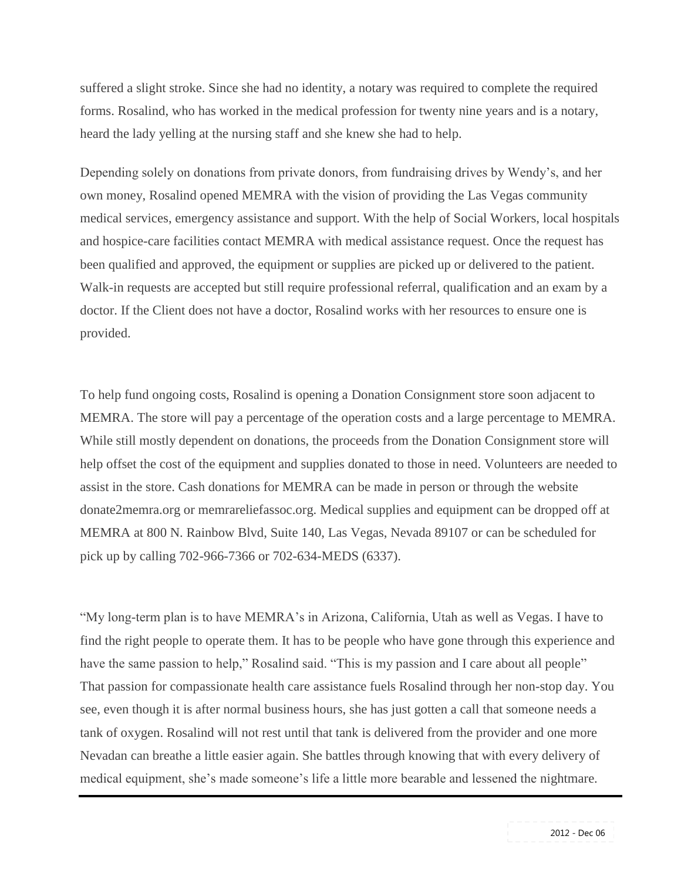suffered a slight stroke. Since she had no identity, a notary was required to complete the required forms. Rosalind, who has worked in the medical profession for twenty nine years and is a notary, heard the lady yelling at the nursing staff and she knew she had to help.

Depending solely on donations from private donors, from fundraising drives by Wendy's, and her own money, Rosalind opened MEMRA with the vision of providing the Las Vegas community medical services, emergency assistance and support. With the help of Social Workers, local hospitals and hospice-care facilities contact MEMRA with medical assistance request. Once the request has been qualified and approved, the equipment or supplies are picked up or delivered to the patient. Walk-in requests are accepted but still require professional referral, qualification and an exam by a doctor. If the Client does not have a doctor, Rosalind works with her resources to ensure one is provided.

To help fund ongoing costs, Rosalind is opening a Donation Consignment store soon adjacent to MEMRA. The store will pay a percentage of the operation costs and a large percentage to MEMRA. While still mostly dependent on donations, the proceeds from the Donation Consignment store will help offset the cost of the equipment and supplies donated to those in need. Volunteers are needed to assist in the store. Cash donations for MEMRA can be made in person or through the website donate2memra.org or memrareliefassoc.org. Medical supplies and equipment can be dropped off at MEMRA at 800 N. Rainbow Blvd, Suite 140, Las Vegas, Nevada 89107 or can be scheduled for pick up by calling 702-966-7366 or 702-634-MEDS (6337).

"My long-term plan is to have MEMRA's in Arizona, California, Utah as well as Vegas. I have to find the right people to operate them. It has to be people who have gone through this experience and have the same passion to help," Rosalind said. "This is my passion and I care about all people" That passion for compassionate health care assistance fuels Rosalind through her non-stop day. You see, even though it is after normal business hours, she has just gotten a call that someone needs a tank of oxygen. Rosalind will not rest until that tank is delivered from the provider and one more Nevadan can breathe a little easier again. She battles through knowing that with every delivery of medical equipment, she's made someone's life a little more bearable and lessened the nightmare.